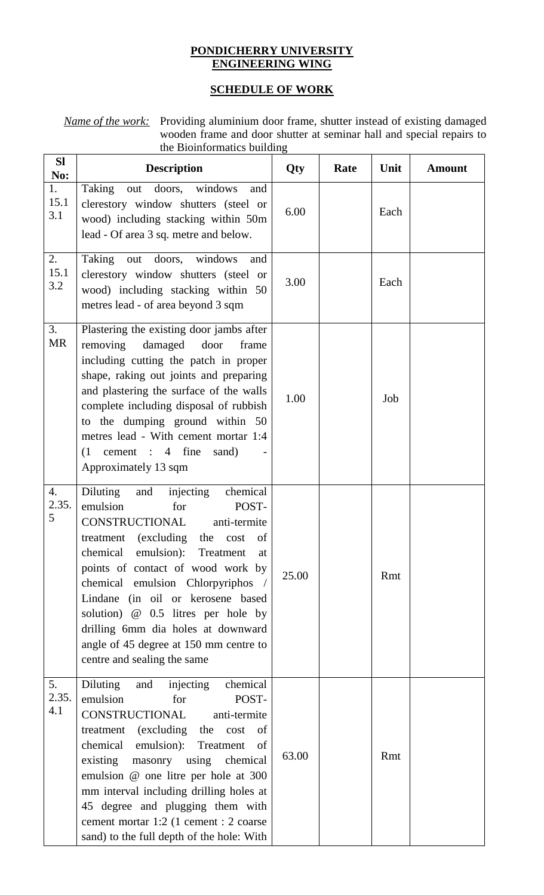**PONDICHERRY UNIVERSITY**
**ENGINEERING WING**

**SCHEDULE OF WORK**

*Name of the work:* Providing aluminium door frame, shutter instead of existing damaged wooden frame and door shutter at seminar hall and special repairs to the Bioinformatics building

| Sl No: | Description | Qty | Rate | Unit | Amount |
|---|---|---|---|---|---|
| 1. 15.13.1 | Taking out doors, windows and clerestory window shutters (steel or wood) including stacking within 50m lead - Of area 3 sq. metre and below. | 6.00 | | Each | |
| 2. 15.13.2 | Taking out doors, windows and clerestory window shutters (steel or wood) including stacking within 50 metres lead - of area beyond 3 sqm | 3.00 | | Each | |
| 3. MR | Plastering the existing door jambs after removing damaged door frame including cutting the patch in proper shape, raking out joints and preparing and plastering the surface of the walls complete including disposal of rubbish to the dumping ground within 50 metres lead - With cement mortar 1:4 (1 cement : 4 fine sand) - Approximately 13 sqm | 1.00 | | Job | |
| 4. 2.35.5 | Diluting and injecting chemical emulsion for POST-CONSTRUCTIONAL anti-termite treatment (excluding the cost of chemical emulsion): Treatment at points of contact of wood work by chemical emulsion Chlorpyriphos / Lindane (in oil or kerosene based solution) @ 0.5 litres per hole by drilling 6mm dia holes at downward angle of 45 degree at 150 mm centre to centre and sealing the same | 25.00 | | Rmt | |
| 5. 2.35.4.1 | Diluting and injecting chemical emulsion for POST-CONSTRUCTIONAL anti-termite treatment (excluding the cost of chemical emulsion): Treatment of existing masonry using chemical emulsion @ one litre per hole at 300 mm interval including drilling holes at 45 degree and plugging them with cement mortar 1:2 (1 cement : 2 coarse sand) to the full depth of the hole: With | 63.00 | | Rmt | |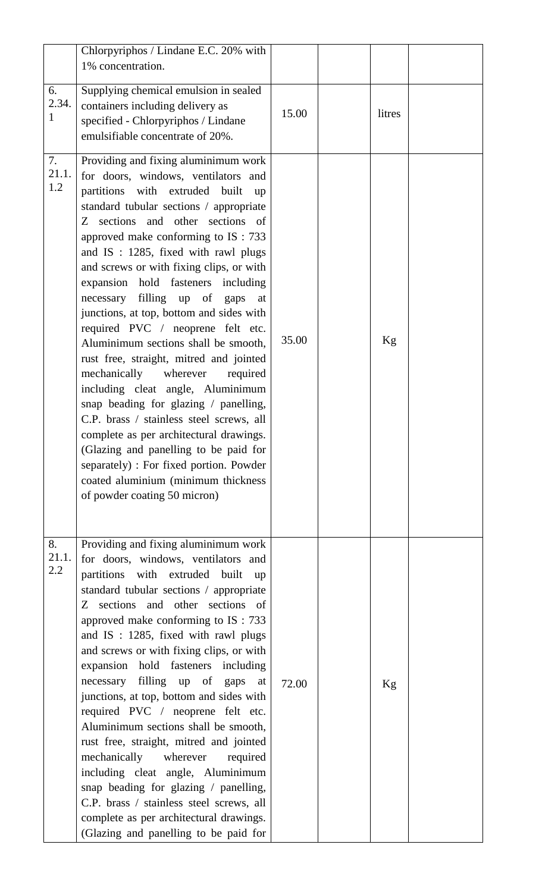| | | | | | |
|---|---|---|---|---|---|
| | Chlorpyriphos / Lindane E.C. 20% with 1% concentration. | | | | |
| 6. 2.34. 1 | Supplying chemical emulsion in sealed containers including delivery as specified - Chlorpyriphos / Lindane emulsifiable concentrate of 20%. | 15.00 | | litres | |
| 7. 21.1. 1.2 | Providing and fixing aluminimum work for doors, windows, ventilators and partitions with extruded built up standard tubular sections / appropriate Z sections and other sections of approved make conforming to IS : 733 and IS : 1285, fixed with rawl plugs and screws or with fixing clips, or with expansion hold fasteners including necessary filling up of gaps at junctions, at top, bottom and sides with required PVC / neoprene felt etc. Aluminimum sections shall be smooth, rust free, straight, mitred and jointed mechanically wherever required including cleat angle, Aluminimum snap beading for glazing / panelling, C.P. brass / stainless steel screws, all complete as per architectural drawings. (Glazing and panelling to be paid for separately) : For fixed portion. Powder coated aluminium (minimum thickness of powder coating 50 micron) | 35.00 | | Kg | |
| 8. 21.1. 2.2 | Providing and fixing aluminimum work for doors, windows, ventilators and partitions with extruded built up standard tubular sections / appropriate Z sections and other sections of approved make conforming to IS : 733 and IS : 1285, fixed with rawl plugs and screws or with fixing clips, or with expansion hold fasteners including necessary filling up of gaps at junctions, at top, bottom and sides with required PVC / neoprene felt etc. Aluminimum sections shall be smooth, rust free, straight, mitred and jointed mechanically wherever required including cleat angle, Aluminimum snap beading for glazing / panelling, C.P. brass / stainless steel screws, all complete as per architectural drawings. (Glazing and panelling to be paid for | 72.00 | | Kg | |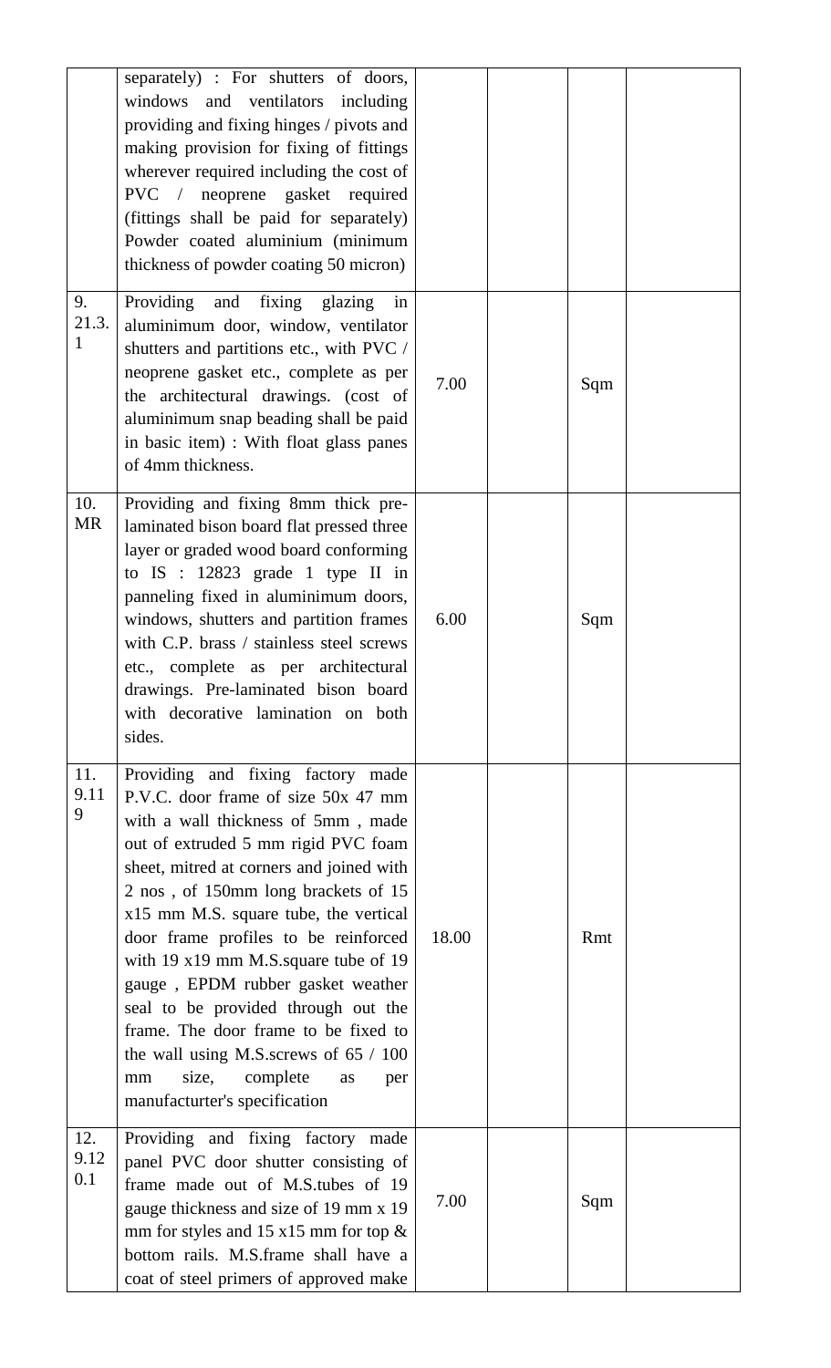| | | | | | |
|---|---|---|---|---|---|
| | separately) : For shutters of doors, windows and ventilators including providing and fixing hinges / pivots and making provision for fixing of fittings wherever required including the cost of PVC / neoprene gasket required (fittings shall be paid for separately) Powder coated aluminium (minimum thickness of powder coating 50 micron) | | | | |
| 9. 21.3.1 | Providing and fixing glazing in aluminimum door, window, ventilator shutters and partitions etc., with PVC / neoprene gasket etc., complete as per the architectural drawings. (cost of aluminimum snap beading shall be paid in basic item) : With float glass panes of 4mm thickness. | 7.00 | | Sqm | |
| 10. MR | Providing and fixing 8mm thick pre-laminated bison board flat pressed three layer or graded wood board conforming to IS : 12823 grade 1 type II in paneling fixed in aluminimum doors, windows, shutters and partition frames with C.P. brass / stainless steel screws etc., complete as per architectural drawings. Pre-laminated bison board with decorative lamination on both sides. | 6.00 | | Sqm | |
| 11. 9.119 | Providing and fixing factory made P.V.C. door frame of size 50x 47 mm with a wall thickness of 5mm , made out of extruded 5 mm rigid PVC foam sheet, mitred at corners and joined with 2 nos , of 150mm long brackets of 15 x15 mm M.S. square tube, the vertical door frame profiles to be reinforced with 19 x19 mm M.S.square tube of 19 gauge , EPDM rubber gasket weather seal to be provided through out the frame. The door frame to be fixed to the wall using M.S.screws of 65 / 100 mm size, complete as per manufacturter's specification | 18.00 | | Rmt | |
| 12. 9.120.1 | Providing and fixing factory made panel PVC door shutter consisting of frame made out of M.S.tubes of 19 gauge thickness and size of 19 mm x 19 mm for styles and 15 x15 mm for top & bottom rails. M.S.frame shall have a coat of steel primers of approved make | 7.00 | | Sqm | |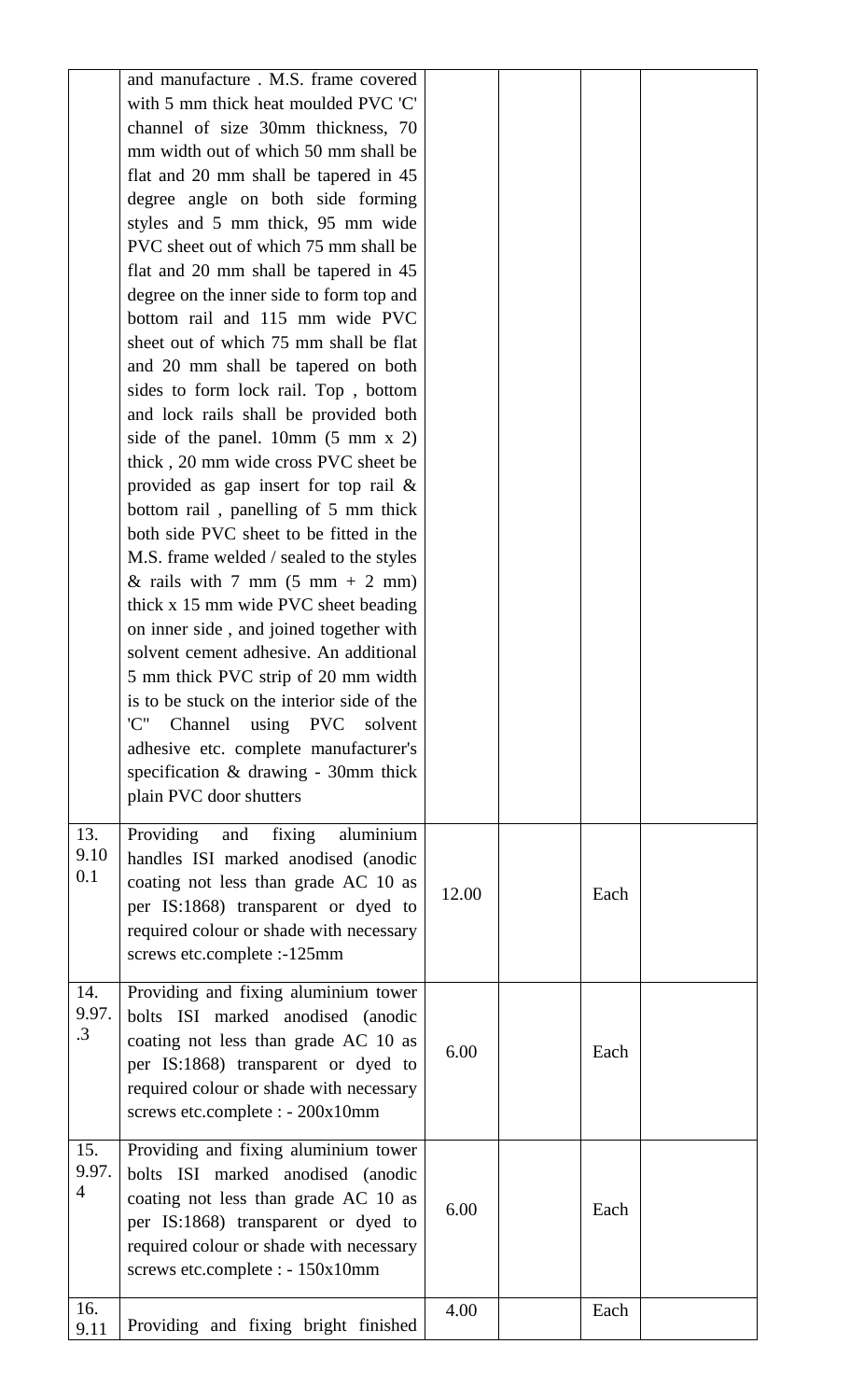| | | | | | |
|---|---|---|---|---|---|
| | and manufacture . M.S. frame covered with 5 mm thick heat moulded PVC 'C' channel of size 30mm thickness, 70 mm width out of which 50 mm shall be flat and 20 mm shall be tapered in 45 degree angle on both side forming styles and 5 mm thick, 95 mm wide PVC sheet out of which 75 mm shall be flat and 20 mm shall be tapered in 45 degree on the inner side to form top and bottom rail and 115 mm wide PVC sheet out of which 75 mm shall be flat and 20 mm shall be tapered on both sides to form lock rail. Top , bottom and lock rails shall be provided both side of the panel. 10mm (5 mm x 2) thick , 20 mm wide cross PVC sheet be provided as gap insert for top rail & bottom rail , panelling of 5 mm thick both side PVC sheet to be fitted in the M.S. frame welded / sealed to the styles & rails with 7 mm (5 mm + 2 mm) thick x 15 mm wide PVC sheet beading on inner side , and joined together with solvent cement adhesive. An additional 5 mm thick PVC strip of 20 mm width is to be stuck on the interior side of the 'C" Channel using PVC solvent adhesive etc. complete manufacturer's specification & drawing - 30mm thick plain PVC door shutters | | | | |
| 13. 9.100.1 | Providing and fixing aluminium handles ISI marked anodised (anodic coating not less than grade AC 10 as per IS:1868) transparent or dyed to required colour or shade with necessary screws etc.complete :-125mm | 12.00 | | Each | |
| 14. 9.97.3 | Providing and fixing aluminium tower bolts ISI marked anodised (anodic coating not less than grade AC 10 as per IS:1868) transparent or dyed to required colour or shade with necessary screws etc.complete : - 200x10mm | 6.00 | | Each | |
| 15. 9.97.4 | Providing and fixing aluminium tower bolts ISI marked anodised (anodic coating not less than grade AC 10 as per IS:1868) transparent or dyed to required colour or shade with necessary screws etc.complete : - 150x10mm | 6.00 | | Each | |
| 16. 9.11 | Providing and fixing bright finished | 4.00 | | Each | |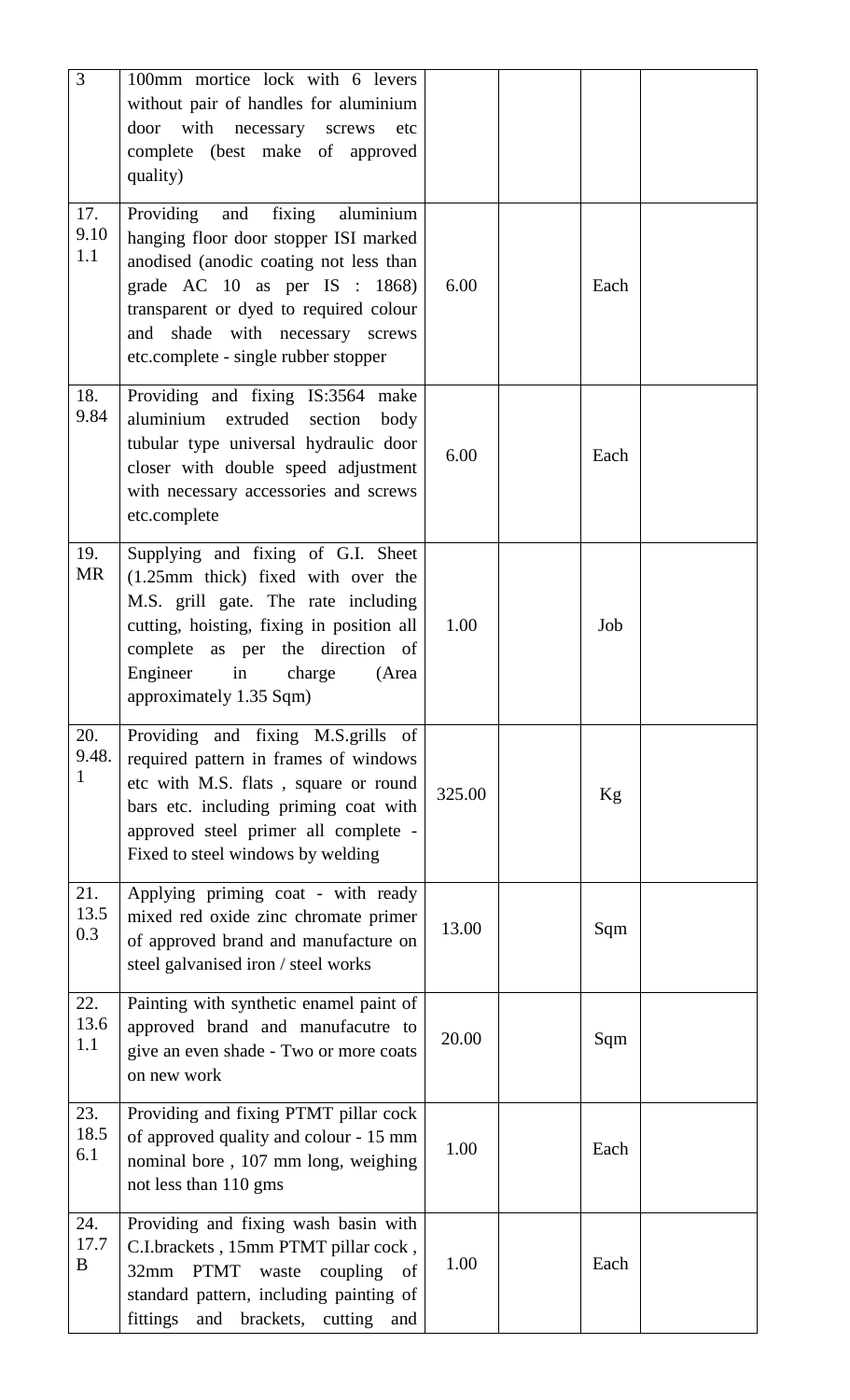| | | | | | |
|---|---|---|---|---|---|
| 3 | 100mm mortice lock with 6 levers without pair of handles for aluminium door with necessary screws etc complete (best make of approved quality) | | | | |
| 17. 9.10 1.1 | Providing and fixing aluminium hanging floor door stopper ISI marked anodised (anodic coating not less than grade AC 10 as per IS : 1868) transparent or dyed to required colour and shade with necessary screws etc.complete - single rubber stopper | 6.00 | | Each | |
| 18. 9.84 | Providing and fixing IS:3564 make aluminium extruded section body tubular type universal hydraulic door closer with double speed adjustment with necessary accessories and screws etc.complete | 6.00 | | Each | |
| 19. MR | Supplying and fixing of G.I. Sheet (1.25mm thick) fixed with over the M.S. grill gate. The rate including cutting, hoisting, fixing in position all complete as per the direction of Engineer in charge (Area approximately 1.35 Sqm) | 1.00 | | Job | |
| 20. 9.48. 1 | Providing and fixing M.S.grills of required pattern in frames of windows etc with M.S. flats , square or round bars etc. including priming coat with approved steel primer all complete - Fixed to steel windows by welding | 325.00 | | Kg | |
| 21. 13.5 0.3 | Applying priming coat - with ready mixed red oxide zinc chromate primer of approved brand and manufacture on steel galvanised iron / steel works | 13.00 | | Sqm | |
| 22. 13.6 1.1 | Painting with synthetic enamel paint of approved brand and manufacutre to give an even shade - Two or more coats on new work | 20.00 | | Sqm | |
| 23. 18.5 6.1 | Providing and fixing PTMT pillar cock of approved quality and colour - 15 mm nominal bore , 107 mm long, weighing not less than 110 gms | 1.00 | | Each | |
| 24. 17.7 B | Providing and fixing wash basin with C.I.brackets , 15mm PTMT pillar cock , 32mm PTMT waste coupling of standard pattern, including painting of fittings and brackets, cutting and | 1.00 | | Each | |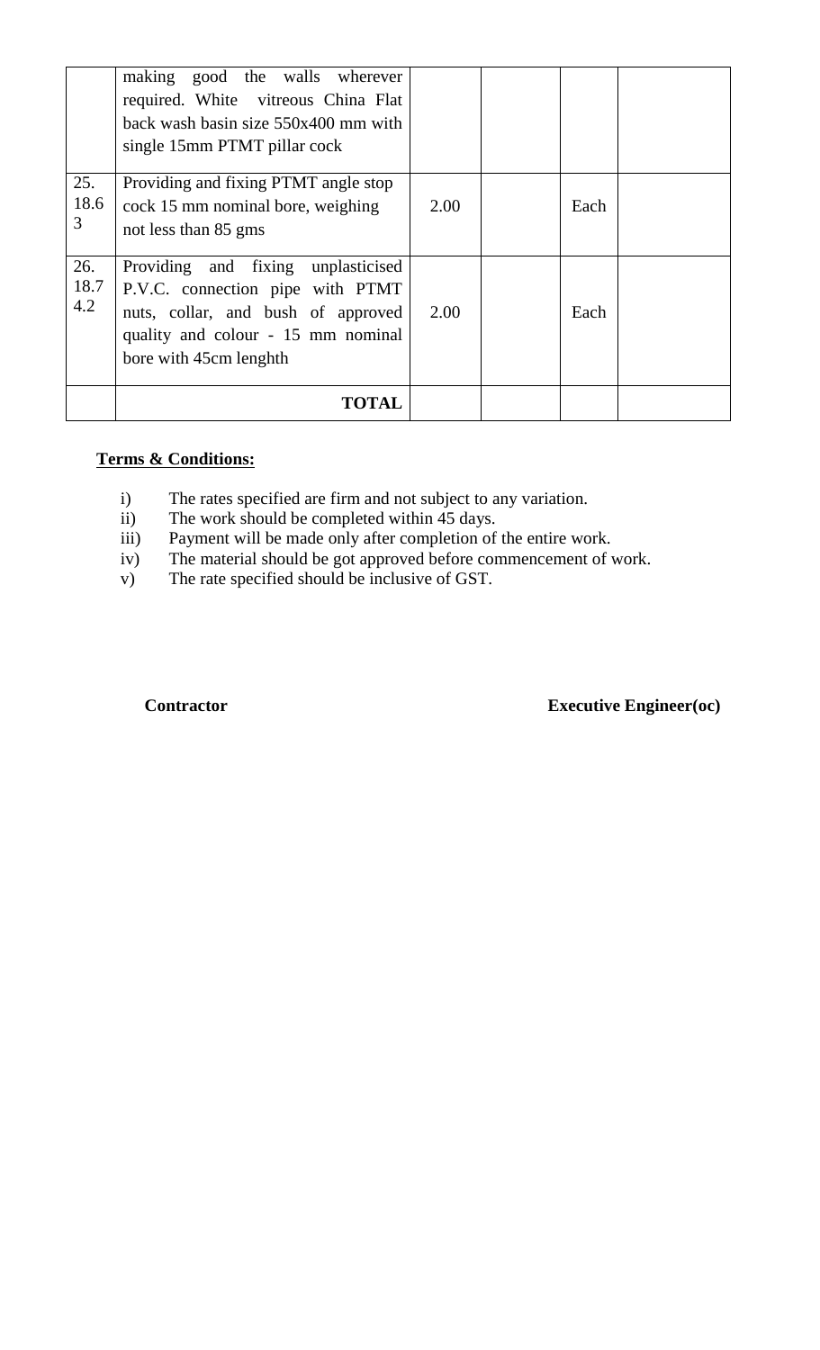| | | | | | |
|---|---|---|---|---|---|
| | making good the walls wherever required. White vitreous China Flat back wash basin size 550x400 mm with single 15mm PTMT pillar cock | | | | |
| 25. 18.6 3 | Providing and fixing PTMT angle stop cock 15 mm nominal bore, weighing not less than 85 gms | 2.00 | | Each | |
| 26. 18.7 4.2 | Providing and fixing unplasticised P.V.C. connection pipe with PTMT nuts, collar, and bush of approved quality and colour - 15 mm nominal bore with 45cm lenghth | 2.00 | | Each | |
| | **TOTAL** | | | | |

**Terms & Conditions:**

i) The rates specified are firm and not subject to any variation.
ii) The work should be completed within 45 days.
iii) Payment will be made only after completion of the entire work.
iv) The material should be got approved before commencement of work.
v) The rate specified should be inclusive of GST.

**Contractor** **Executive Engineer(oc)**